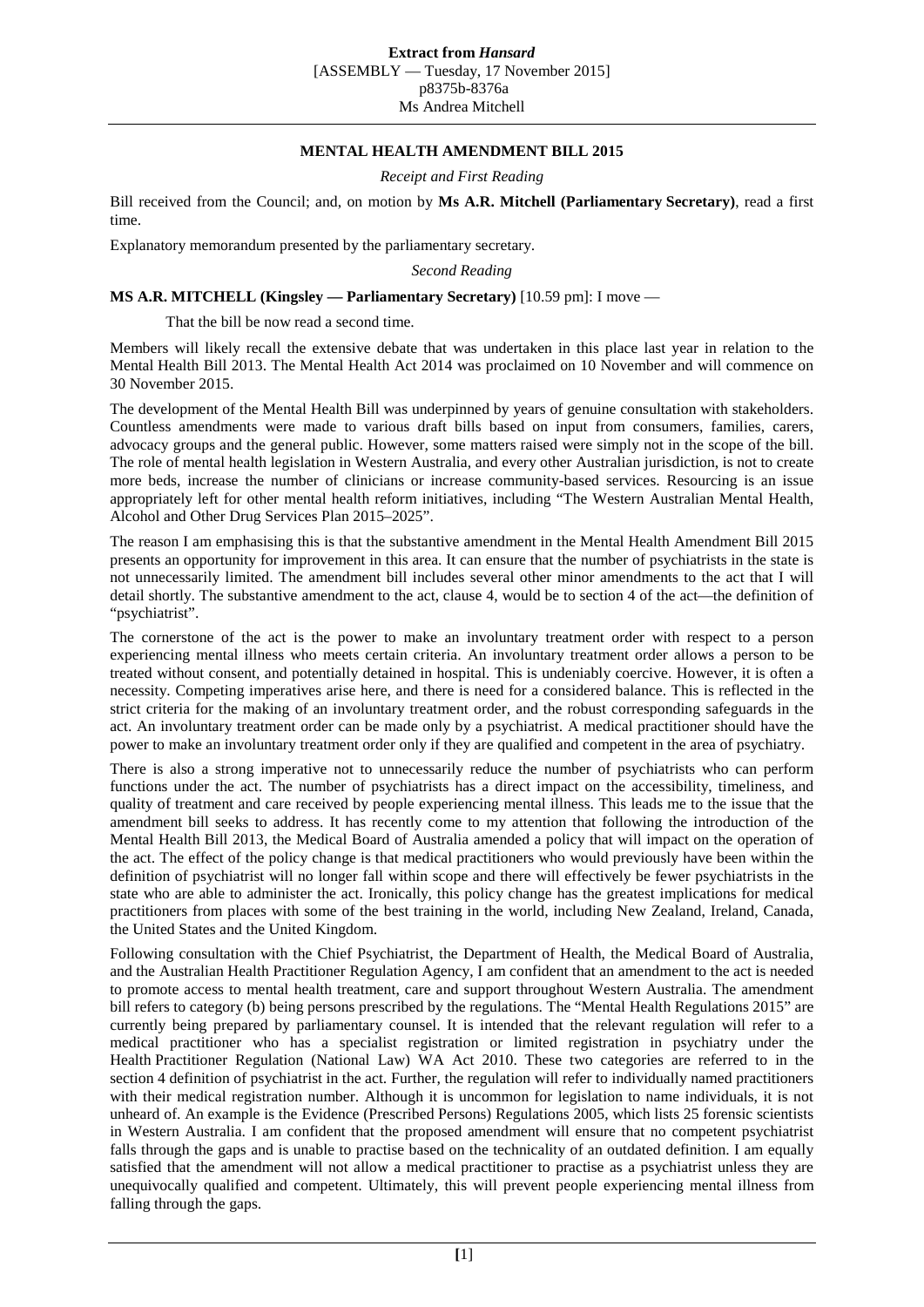## MENTAL HEALTH AMENDMENT BILL 2015

*Receipt and First Reading*

Bill received from the Council; and, on motion by **Ms A.R. Mitchell (Parliamentary Secretary)**, read a first time.

Explanatory memorandum presented by the parliamentary secretary.

*Second Reading*

**MS A.R. MITCHELL (Kingsley — Parliamentary Secretary)** [10.59 pm]: I move —

That the bill be now read a second time.

Members will likely recall the extensive debate that was undertaken in this place last year in relation to the Mental Health Bill 2013. The Mental Health Act 2014 was proclaimed on 10 November and will commence on 30 November 2015.

The development of the Mental Health Bill was underpinned by years of genuine consultation with stakeholders. Countless amendments were made to various draft bills based on input from consumers, families, carers, advocacy groups and the general public. However, some matters raised were simply not in the scope of the bill. The role of mental health legislation in Western Australia, and every other Australian jurisdiction, is not to create more beds, increase the number of clinicians or increase community-based services. Resourcing is an issue appropriately left for other mental health reform initiatives, including "The Western Australian Mental Health, Alcohol and Other Drug Services Plan 2015–2025".

The reason I am emphasising this is that the substantive amendment in the Mental Health Amendment Bill 2015 presents an opportunity for improvement in this area. It can ensure that the number of psychiatrists in the state is not unnecessarily limited. The amendment bill includes several other minor amendments to the act that I will detail shortly. The substantive amendment to the act, clause 4, would be to section 4 of the act—the definition of "psychiatrist".

The cornerstone of the act is the power to make an involuntary treatment order with respect to a person experiencing mental illness who meets certain criteria. An involuntary treatment order allows a person to be treated without consent, and potentially detained in hospital. This is undeniably coercive. However, it is often a necessity. Competing imperatives arise here, and there is need for a considered balance. This is reflected in the strict criteria for the making of an involuntary treatment order, and the robust corresponding safeguards in the act. An involuntary treatment order can be made only by a psychiatrist. A medical practitioner should have the power to make an involuntary treatment order only if they are qualified and competent in the area of psychiatry.

There is also a strong imperative not to unnecessarily reduce the number of psychiatrists who can perform functions under the act. The number of psychiatrists has a direct impact on the accessibility, timeliness, and quality of treatment and care received by people experiencing mental illness. This leads me to the issue that the amendment bill seeks to address. It has recently come to my attention that following the introduction of the Mental Health Bill 2013, the Medical Board of Australia amended a policy that will impact on the operation of the act. The effect of the policy change is that medical practitioners who would previously have been within the definition of psychiatrist will no longer fall within scope and there will effectively be fewer psychiatrists in the state who are able to administer the act. Ironically, this policy change has the greatest implications for medical practitioners from places with some of the best training in the world, including New Zealand, Ireland, Canada, the United States and the United Kingdom.

Following consultation with the Chief Psychiatrist, the Department of Health, the Medical Board of Australia, and the Australian Health Practitioner Regulation Agency, I am confident that an amendment to the act is needed to promote access to mental health treatment, care and support throughout Western Australia. The amendment bill refers to category (b) being persons prescribed by the regulations. The "Mental Health Regulations 2015" are currently being prepared by parliamentary counsel. It is intended that the relevant regulation will refer to a medical practitioner who has a specialist registration or limited registration in psychiatry under the Health Practitioner Regulation (National Law) WA Act 2010. These two categories are referred to in the section 4 definition of psychiatrist in the act. Further, the regulation will refer to individually named practitioners with their medical registration number. Although it is uncommon for legislation to name individuals, it is not unheard of. An example is the Evidence (Prescribed Persons) Regulations 2005, which lists 25 forensic scientists in Western Australia. I am confident that the proposed amendment will ensure that no competent psychiatrist falls through the gaps and is unable to practise based on the technicality of an outdated definition. I am equally satisfied that the amendment will not allow a medical practitioner to practise as a psychiatrist unless they are unequivocally qualified and competent. Ultimately, this will prevent people experiencing mental illness from falling through the gaps.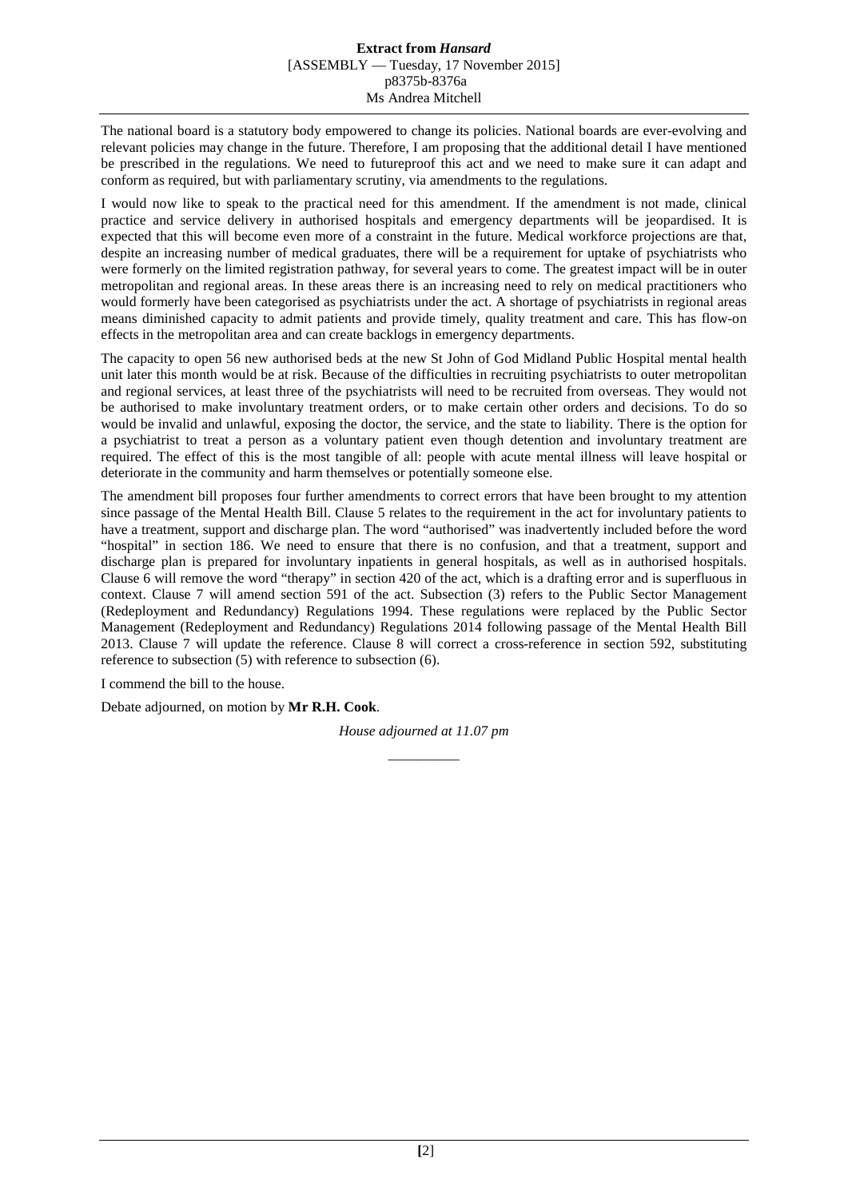The national board is a statutory body empowered to change its policies. National boards are ever-evolving and relevant policies may change in the future. Therefore, I am proposing that the additional detail I have mentioned be prescribed in the regulations. We need to futureproof this act and we need to make sure it can adapt and conform as required, but with parliamentary scrutiny, via amendments to the regulations.

I would now like to speak to the practical need for this amendment. If the amendment is not made, clinical practice and service delivery in authorised hospitals and emergency departments will be jeopardised. It is expected that this will become even more of a constraint in the future. Medical workforce projections are that, despite an increasing number of medical graduates, there will be a requirement for uptake of psychiatrists who were formerly on the limited registration pathway, for several years to come. The greatest impact will be in outer metropolitan and regional areas. In these areas there is an increasing need to rely on medical practitioners who would formerly have been categorised as psychiatrists under the act. A shortage of psychiatrists in regional areas means diminished capacity to admit patients and provide timely, quality treatment and care. This has flow-on effects in the metropolitan area and can create backlogs in emergency departments.

The capacity to open 56 new authorised beds at the new St John of God Midland Public Hospital mental health unit later this month would be at risk. Because of the difficulties in recruiting psychiatrists to outer metropolitan and regional services, at least three of the psychiatrists will need to be recruited from overseas. They would not be authorised to make involuntary treatment orders, or to make certain other orders and decisions. To do so would be invalid and unlawful, exposing the doctor, the service, and the state to liability. There is the option for a psychiatrist to treat a person as a voluntary patient even though detention and involuntary treatment are required. The effect of this is the most tangible of all: people with acute mental illness will leave hospital or deteriorate in the community and harm themselves or potentially someone else.

The amendment bill proposes four further amendments to correct errors that have been brought to my attention since passage of the Mental Health Bill. Clause 5 relates to the requirement in the act for involuntary patients to have a treatment, support and discharge plan. The word "authorised" was inadvertently included before the word "hospital" in section 186. We need to ensure that there is no confusion, and that a treatment, support and discharge plan is prepared for involuntary inpatients in general hospitals, as well as in authorised hospitals. Clause 6 will remove the word "therapy" in section 420 of the act, which is a drafting error and is superfluous in context. Clause 7 will amend section 591 of the act. Subsection (3) refers to the Public Sector Management (Redeployment and Redundancy) Regulations 1994. These regulations were replaced by the Public Sector Management (Redeployment and Redundancy) Regulations 2014 following passage of the Mental Health Bill 2013. Clause 7 will update the reference. Clause 8 will correct a cross-reference in section 592, substituting reference to subsection (5) with reference to subsection (6).

I commend the bill to the house.

Debate adjourned, on motion by **Mr R.H. Cook**.

*House adjourned at 11.07 pm*

---